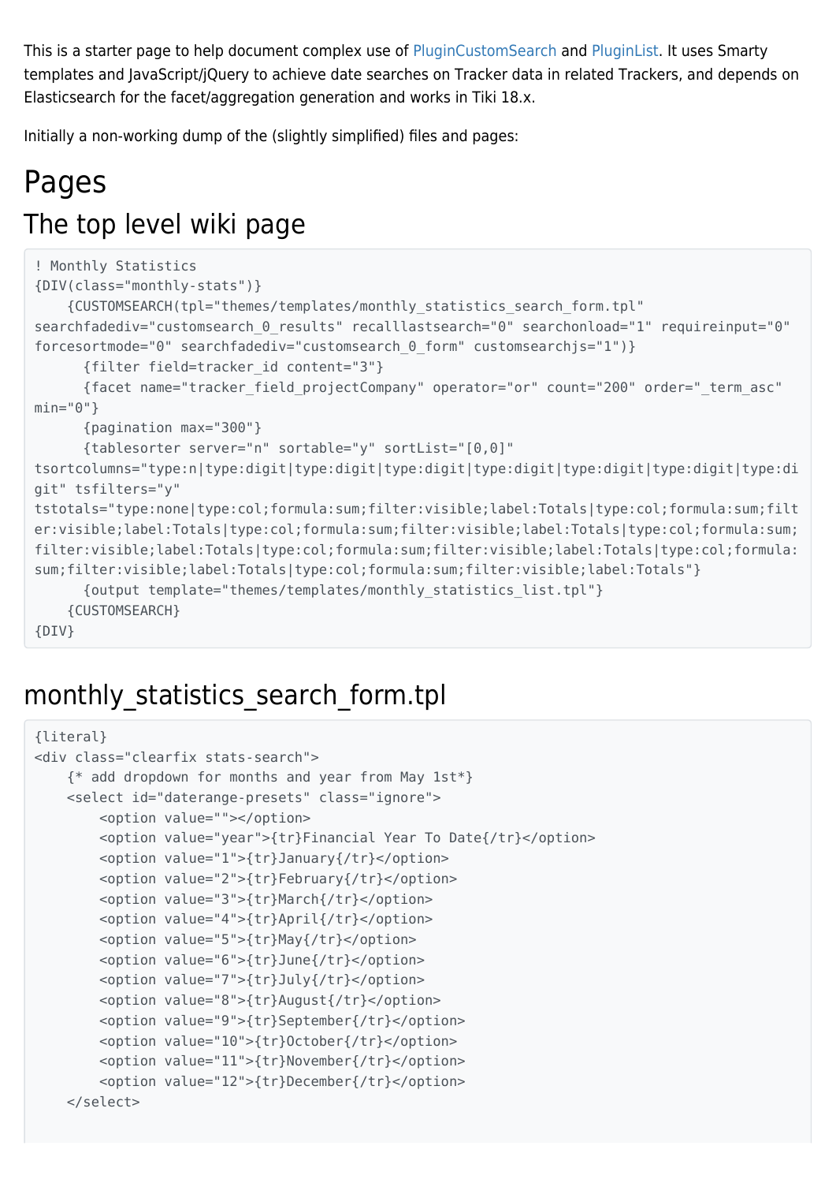This is a starter page to help document complex use of PluginCustomSearch and PluginList. It uses Smarty templates and JavaScript/jQuery to achieve date searches on Tracker data in related Trackers, and depends on Elasticsearch for the facet/aggregation generation and works in Tiki 18.x.

Initially a non-working dump of the (slightly simplified) files and pages:

# Pages

## The top level wiki page

```
! Monthly Statistics
{DIV(class="monthly-stats")}
    {CUSTOMSEARCH(tpl="themes/templates/monthly_statistics_search_form.tpl"
searchfadediv="customsearch_0_results" recalllastsearch="0" searchonload="1" requireinput="0"
forcesortmode="0" searchfadediv="customsearch_0_form" customsearchjs="1")}
      {filter field=tracker_id content="3"}
      {facet name="tracker_field_projectCompany" operator="or" count="200" order="_term_asc"
min="0"}
      {pagination max="300"}
      {tablesorter server="n" sortable="y" sortList="[0,0]"
tsortcolumns="type:n|type:digit|type:digit|type:digit|type:digit|type:digit|type:digit|type:digit" tsfilters="y"
tstotals="type:none|type:col;formula:sum;filter:visible;label:Totals|type:col;formula:sum;filter:visible;label:Totals|type:col;formula:sum;filter:visible;label:Totals|type:col;formula:sum;filter:visible;label:Totals|type:col;formula:sum;filter:visible;label:Totals|type:col;formula:sum;filter:visible;label:Totals|type:col;formula:sum;filter:visible;label:Totals"}
      {output template="themes/templates/monthly_statistics_list.tpl"}
    {CUSTOMSEARCH}
{DIV}
```

## monthly_statistics_search_form.tpl

```
{literal}
<div class="clearfix stats-search">
    {* add dropdown for months and year from May 1st*}
    <select id="daterange-presets" class="ignore">
        <option value=""></option>
        <option value="year">{tr}Financial Year To Date{/tr}</option>
        <option value="1">{tr}January{/tr}</option>
        <option value="2">{tr}February{/tr}</option>
        <option value="3">{tr}March{/tr}</option>
        <option value="4">{tr}April{/tr}</option>
        <option value="5">{tr}May{/tr}</option>
        <option value="6">{tr}June{/tr}</option>
        <option value="7">{tr}July{/tr}</option>
        <option value="8">{tr}August{/tr}</option>
        <option value="9">{tr}September{/tr}</option>
        <option value="10">{tr}October{/tr}</option>
        <option value="11">{tr}November{/tr}</option>
        <option value="12">{tr}December{/tr}</option>
    </select>
```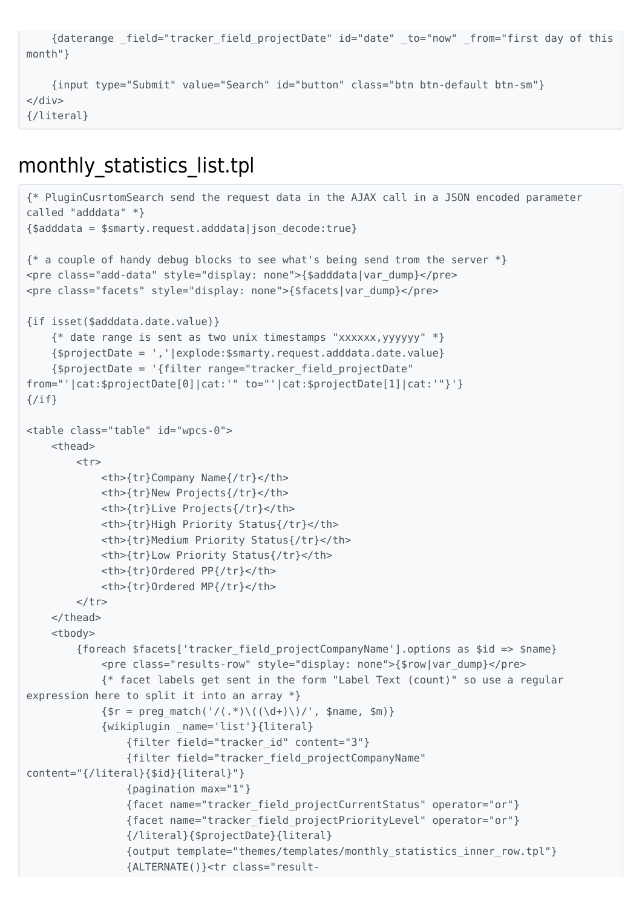```
    {daterange _field="tracker_field_projectDate" id="date" _to="now" _from="first day of this month"}

    {input type="Submit" value="Search" id="button" class="btn btn-default btn-sm"}
</div>
{/literal}
```

## monthly_statistics_list.tpl

```
{* PluginCusrtomSearch send the request data in the AJAX call in a JSON encoded parameter called "adddata" *}
{$adddata = $smarty.request.adddata|json_decode:true}

{* a couple of handy debug blocks to see what's being send trom the server *}
<pre class="add-data" style="display: none">{$adddata|var_dump}</pre>
<pre class="facets" style="display: none">{$facets|var_dump}</pre>

{if isset($adddata.date.value)}
    {* date range is sent as two unix timestamps "xxxxxx,yyyyyy" *}
    {$projectDate = ','|explode:$smarty.request.adddata.date.value}
    {$projectDate = '{filter range="tracker_field_projectDate" from="'|cat:$projectDate[0]|cat:'" to="'|cat:$projectDate[1]|cat:'"}'}
{/if}

<table class="table" id="wpcs-0">
    <thead>
        <tr>
            <th>{tr}Company Name{/tr}</th>
            <th>{tr}New Projects{/tr}</th>
            <th>{tr}Live Projects{/tr}</th>
            <th>{tr}High Priority Status{/tr}</th>
            <th>{tr}Medium Priority Status{/tr}</th>
            <th>{tr}Low Priority Status{/tr}</th>
            <th>{tr}Ordered PP{/tr}</th>
            <th>{tr}Ordered MP{/tr}</th>
        </tr>
    </thead>
    <tbody>
        {foreach $facets['tracker_field_projectCompanyName'].options as $id => $name}
            <pre class="results-row" style="display: none">{$row|var_dump}</pre>
            {* facet labels get sent in the form "Label Text (count)" so use a regular expression here to split it into an array *}
            {$r = preg_match('/(.*)\((\d+)\)/', $name, $m)}
            {wikiplugin _name='list'}{literal}
                {filter field="tracker_id" content="3"}
                {filter field="tracker_field_projectCompanyName" content="{/literal}{$id}{literal}"}
                {pagination max="1"}
                {facet name="tracker_field_projectCurrentStatus" operator="or"}
                {facet name="tracker_field_projectPriorityLevel" operator="or"}
                {/literal}{$projectDate}{literal}
                {output template="themes/templates/monthly_statistics_inner_row.tpl"}
                {ALTERNATE()}<tr class="result-
```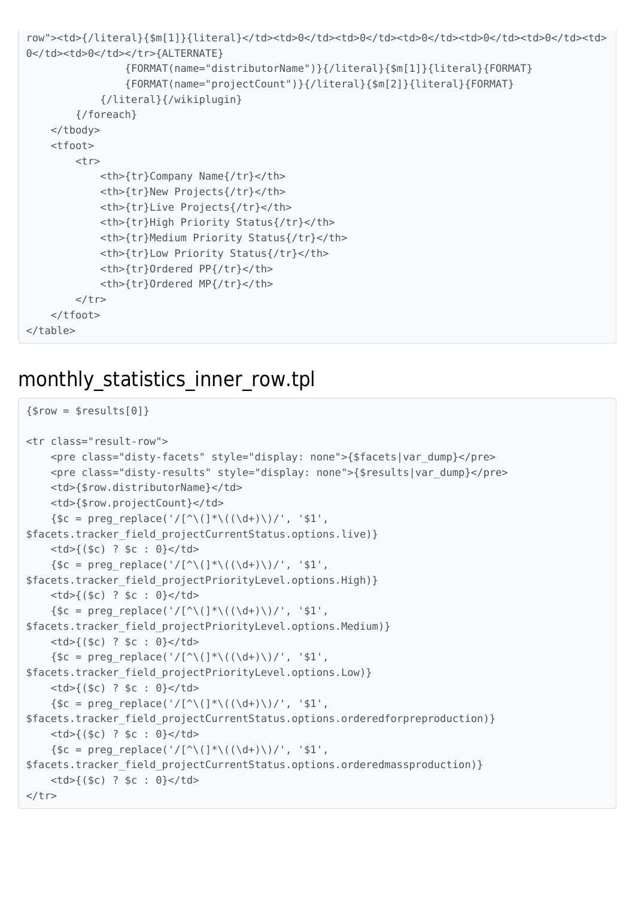```
row"><td>{/literal}{$m[1]}{literal}</td><td>0</td><td>0</td><td>0</td><td>0</td><td>0</td><td>0</td><td>0</td></tr>{ALTERNATE}
                {FORMAT(name="distributorName")}{/literal}{$m[1]}{literal}{FORMAT}
                {FORMAT(name="projectCount")}{/literal}{$m[2]}{literal}{FORMAT}
            {/literal}{/wikiplugin}
        {/foreach}
    </tbody>
    <tfoot>
        <tr>
            <th>{tr}Company Name{/tr}</th>
            <th>{tr}New Projects{/tr}</th>
            <th>{tr}Live Projects{/tr}</th>
            <th>{tr}High Priority Status{/tr}</th>
            <th>{tr}Medium Priority Status{/tr}</th>
            <th>{tr}Low Priority Status{/tr}</th>
            <th>{tr}Ordered PP{/tr}</th>
            <th>{tr}Ordered MP{/tr}</th>
        </tr>
    </tfoot>
</table>
```

## monthly_statistics_inner_row.tpl

```
{$row = $results[0]}

<tr class="result-row">
    <pre class="disty-facets" style="display: none">{$facets|var_dump}</pre>
    <pre class="disty-results" style="display: none">{$results|var_dump}</pre>
    <td>{$row.distributorName}</td>
    <td>{$row.projectCount}</td>
    {$c = preg_replace('/[^\(]*\((\d+)\)/', '$1',
$facets.tracker_field_projectCurrentStatus.options.live)}
    <td>{($c) ? $c : 0}</td>
    {$c = preg_replace('/[^\(]*\((\d+)\)/', '$1',
$facets.tracker_field_projectPriorityLevel.options.High)}
    <td>{($c) ? $c : 0}</td>
    {$c = preg_replace('/[^\(]*\((\d+)\)/', '$1',
$facets.tracker_field_projectPriorityLevel.options.Medium)}
    <td>{($c) ? $c : 0}</td>
    {$c = preg_replace('/[^\(]*\((\d+)\)/', '$1',
$facets.tracker_field_projectPriorityLevel.options.Low)}
    <td>{($c) ? $c : 0}</td>
    {$c = preg_replace('/[^\(]*\((\d+)\)/', '$1',
$facets.tracker_field_projectCurrentStatus.options.orderedforpreproduction)}
    <td>{($c) ? $c : 0}</td>
    {$c = preg_replace('/[^\(]*\((\d+)\)/', '$1',
$facets.tracker_field_projectCurrentStatus.options.orderedmassproduction)}
    <td>{($c) ? $c : 0}</td>
</tr>
```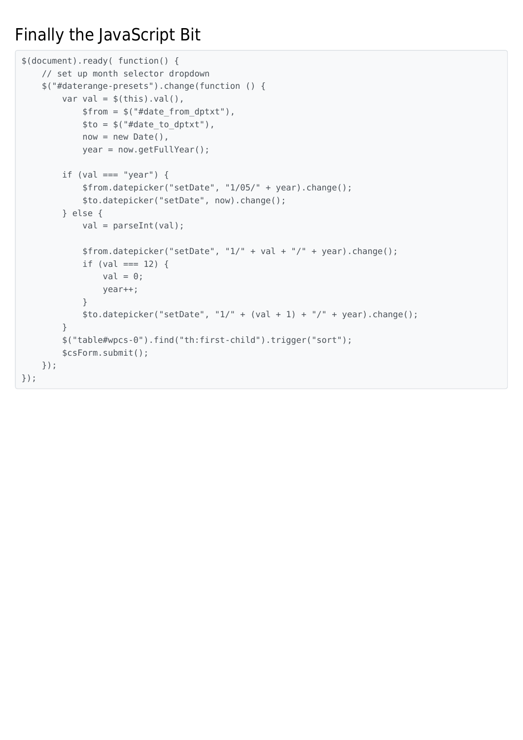# Finally the JavaScript Bit

```
$(document).ready( function() {
    // set up month selector dropdown
    $("#daterange-presets").change(function () {
        var val = $(this).val(),
            $from = $("#date_from_dptxt"),
            $to = $("#date_to_dptxt"),
            now = new Date(),
            year = now.getFullYear();

        if (val === "year") {
            $from.datepicker("setDate", "1/05/" + year).change();
            $to.datepicker("setDate", now).change();
        } else {
            val = parseInt(val);

            $from.datepicker("setDate", "1/" + val + "/" + year).change();
            if (val === 12) {
                val = 0;
                year++;
            }
            $to.datepicker("setDate", "1/" + (val + 1) + "/" + year).change();
        }
        $("table#wpcs-0").find("th:first-child").trigger("sort");
        $csForm.submit();
    });
});
```